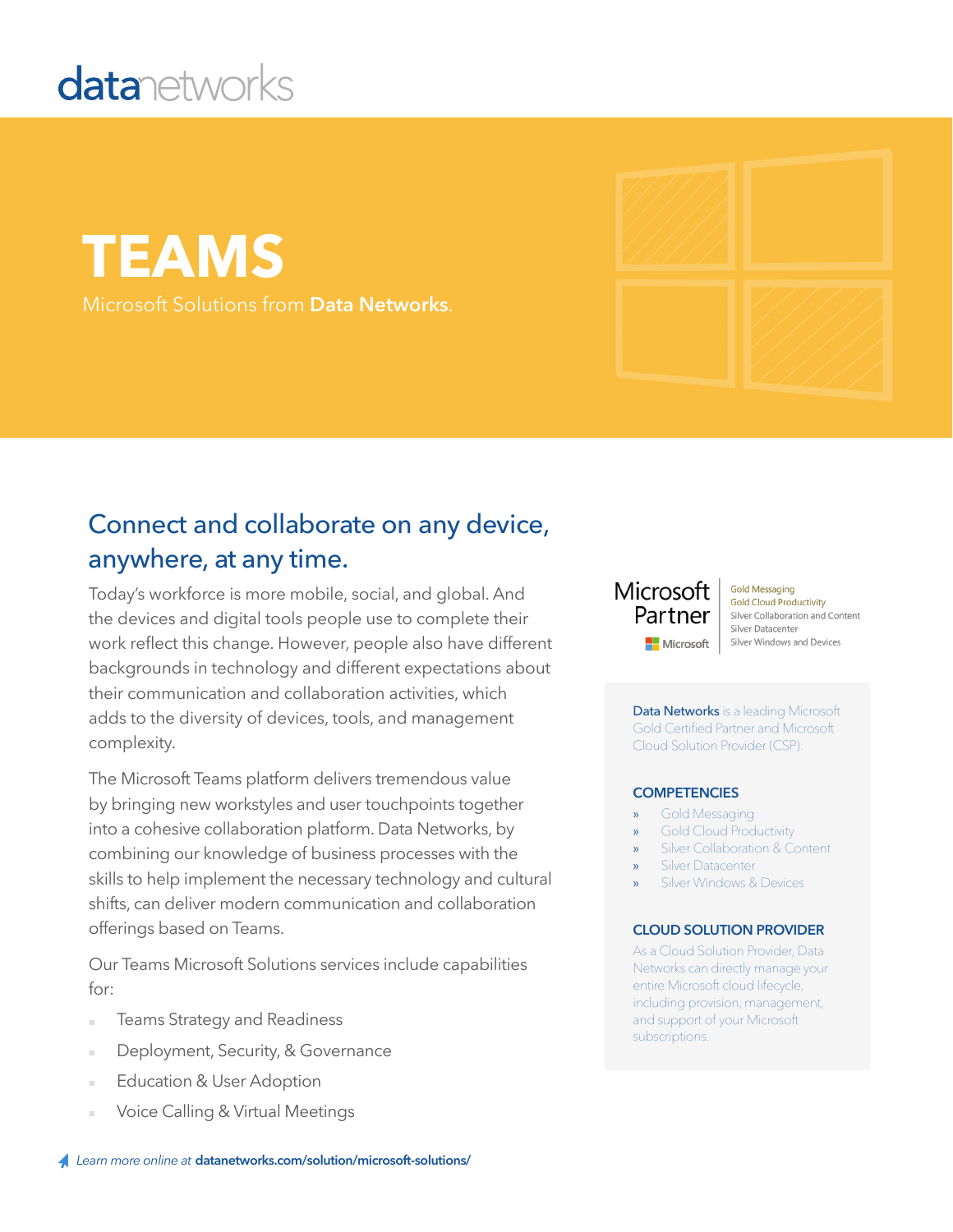datanetworks

# TEAMS

Microsoft Solutions from **Data Networks**.

## Connect and collaborate on any device, anywhere, at any time.

Today's workforce is more mobile, social, and global. And the devices and digital tools people use to complete their work reflect this change. However, people also have different backgrounds in technology and different expectations about their communication and collaboration activities, which adds to the diversity of devices, tools, and management complexity.

The Microsoft Teams platform delivers tremendous value by bringing new workstyles and user touchpoints together into a cohesive collaboration platform. Data Networks, by combining our knowledge of business processes with the skills to help implement the necessary technology and cultural shifts, can deliver modern communication and collaboration offerings based on Teams.

Our Teams Microsoft Solutions services include capabilities for:

- Teams Strategy and Readiness
- Deployment, Security, & Governance
- Education & User Adoption
- Voice Calling & Virtual Meetings

Microsoft Partner

Gold Messaging
Gold Cloud Productivity
Silver Collaboration and Content
Silver Datacenter
Silver Windows and Devices

**Data Networks** is a leading Microsoft Gold Certified Partner and Microsoft Cloud Solution Provider (CSP).

### COMPETENCIES

- Gold Messaging
- Gold Cloud Productivity
- Silver Collaboration & Content
- Silver Datacenter
- Silver Windows & Devices

### CLOUD SOLUTION PROVIDER

As a Cloud Solution Provider, Data Networks can directly manage your entire Microsoft cloud lifecycle, including provision, management, and support of your Microsoft subscriptions.

*Learn more online at* **datanetworks.com/solution/microsoft-solutions/**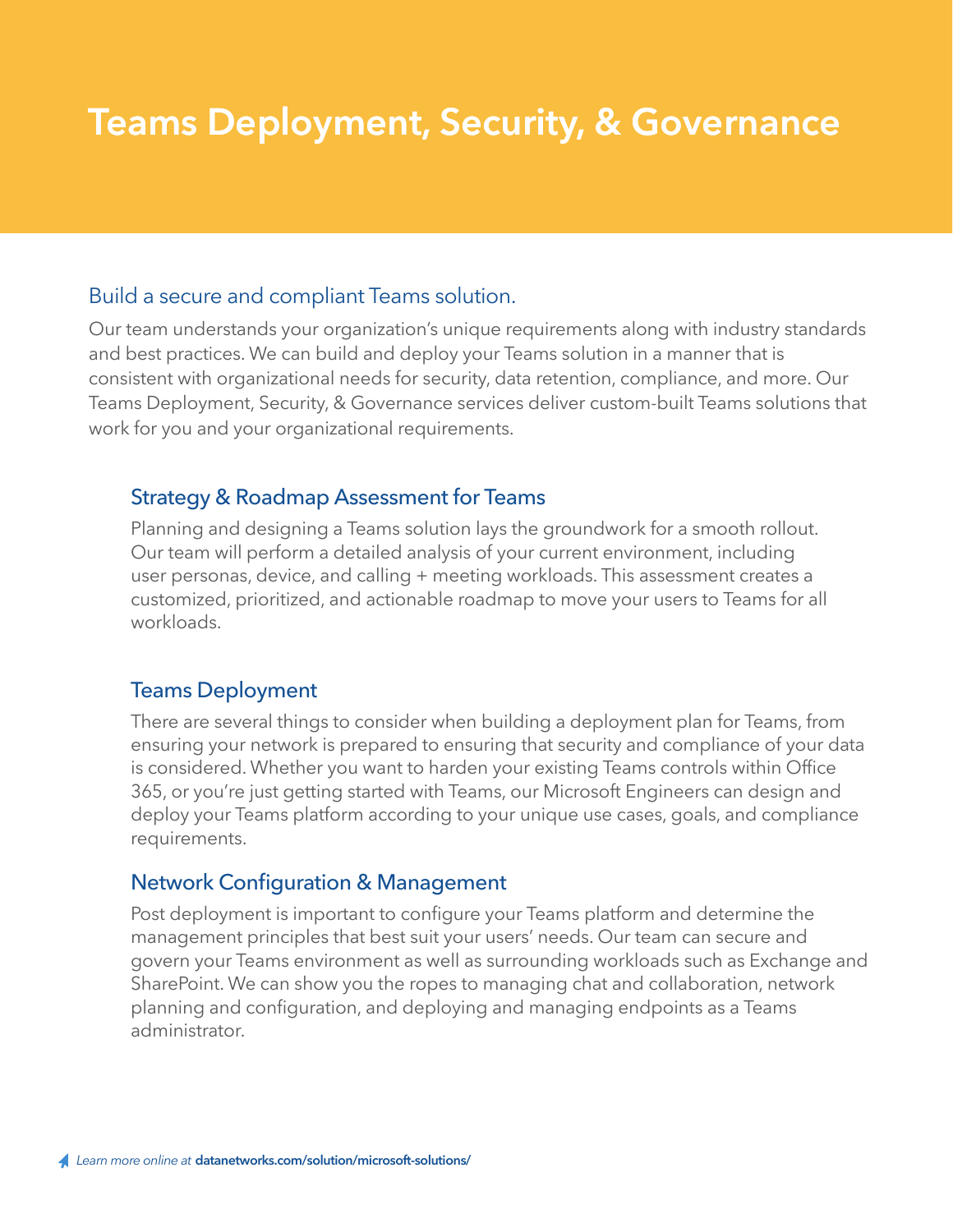# Teams Deployment, Security, & Governance

## Build a secure and compliant Teams solution.

Our team understands your organization's unique requirements along with industry standards and best practices. We can build and deploy your Teams solution in a manner that is consistent with organizational needs for security, data retention, compliance, and more. Our Teams Deployment, Security, & Governance services deliver custom-built Teams solutions that work for you and your organizational requirements.

### Strategy & Roadmap Assessment for Teams

Planning and designing a Teams solution lays the groundwork for a smooth rollout. Our team will perform a detailed analysis of your current environment, including user personas, device, and calling + meeting workloads. This assessment creates a customized, prioritized, and actionable roadmap to move your users to Teams for all workloads.

### Teams Deployment

There are several things to consider when building a deployment plan for Teams, from ensuring your network is prepared to ensuring that security and compliance of your data is considered. Whether you want to harden your existing Teams controls within Office 365, or you're just getting started with Teams, our Microsoft Engineers can design and deploy your Teams platform according to your unique use cases, goals, and compliance requirements.

### Network Configuration & Management

Post deployment is important to configure your Teams platform and determine the management principles that best suit your users' needs. Our team can secure and govern your Teams environment as well as surrounding workloads such as Exchange and SharePoint. We can show you the ropes to managing chat and collaboration, network planning and configuration, and deploying and managing endpoints as a Teams administrator.

*Learn more online at* **datanetworks.com/solution/microsoft-solutions/**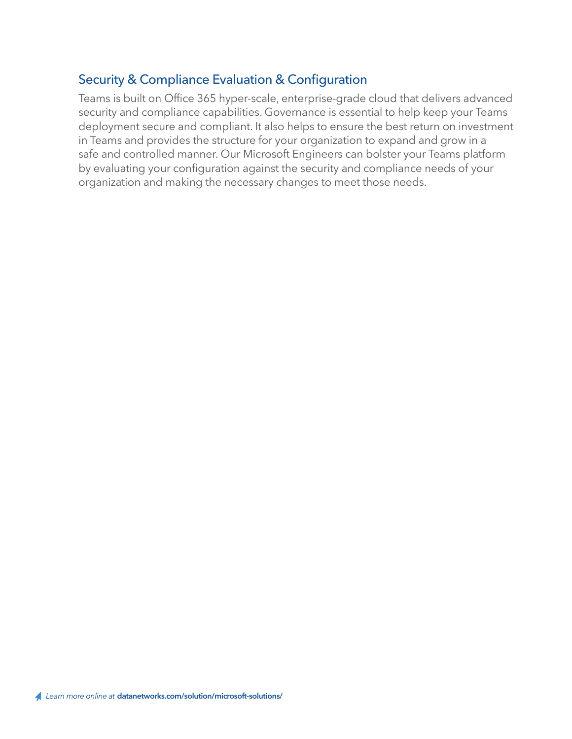## Security & Compliance Evaluation & Configuration

Teams is built on Office 365 hyper-scale, enterprise-grade cloud that delivers advanced security and compliance capabilities. Governance is essential to help keep your Teams deployment secure and compliant. It also helps to ensure the best return on investment in Teams and provides the structure for your organization to expand and grow in a safe and controlled manner. Our Microsoft Engineers can bolster your Teams platform by evaluating your configuration against the security and compliance needs of your organization and making the necessary changes to meet those needs.

*Learn more online at* **datanetworks.com/solution/microsoft-solutions/**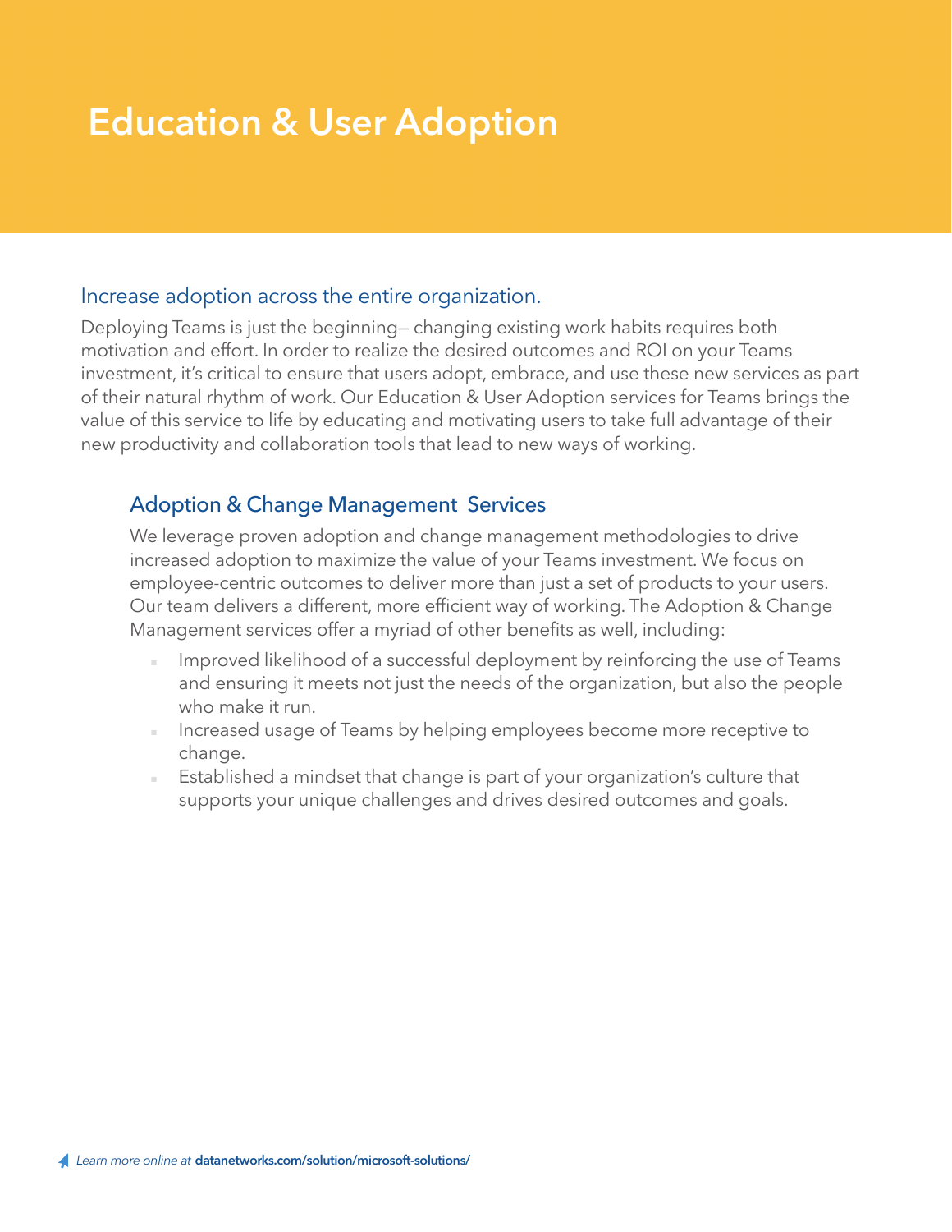# Education & User Adoption

## Increase adoption across the entire organization.

Deploying Teams is just the beginning— changing existing work habits requires both motivation and effort. In order to realize the desired outcomes and ROI on your Teams investment, it's critical to ensure that users adopt, embrace, and use these new services as part of their natural rhythm of work. Our Education & User Adoption services for Teams brings the value of this service to life by educating and motivating users to take full advantage of their new productivity and collaboration tools that lead to new ways of working.

### Adoption & Change Management Services

We leverage proven adoption and change management methodologies to drive increased adoption to maximize the value of your Teams investment. We focus on employee-centric outcomes to deliver more than just a set of products to your users. Our team delivers a different, more efficient way of working. The Adoption & Change Management services offer a myriad of other benefits as well, including:

- Improved likelihood of a successful deployment by reinforcing the use of Teams and ensuring it meets not just the needs of the organization, but also the people who make it run.
- Increased usage of Teams by helping employees become more receptive to change.
- Established a mindset that change is part of your organization's culture that supports your unique challenges and drives desired outcomes and goals.

*Learn more online at* **datanetworks.com/solution/microsoft-solutions/**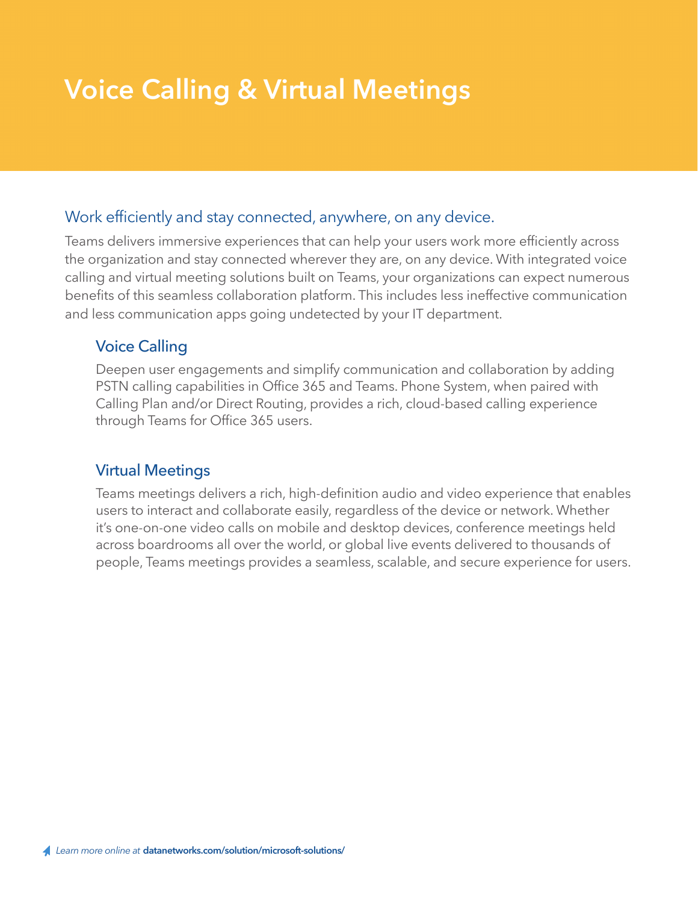# Voice Calling & Virtual Meetings

## Work efficiently and stay connected, anywhere, on any device.

Teams delivers immersive experiences that can help your users work more efficiently across the organization and stay connected wherever they are, on any device. With integrated voice calling and virtual meeting solutions built on Teams, your organizations can expect numerous benefits of this seamless collaboration platform. This includes less ineffective communication and less communication apps going undetected by your IT department.

### Voice Calling

Deepen user engagements and simplify communication and collaboration by adding PSTN calling capabilities in Office 365 and Teams. Phone System, when paired with Calling Plan and/or Direct Routing, provides a rich, cloud-based calling experience through Teams for Office 365 users.

### Virtual Meetings

Teams meetings delivers a rich, high-definition audio and video experience that enables users to interact and collaborate easily, regardless of the device or network. Whether it's one-on-one video calls on mobile and desktop devices, conference meetings held across boardrooms all over the world, or global live events delivered to thousands of people, Teams meetings provides a seamless, scalable, and secure experience for users.

*Learn more online at* **datanetworks.com/solution/microsoft-solutions/**